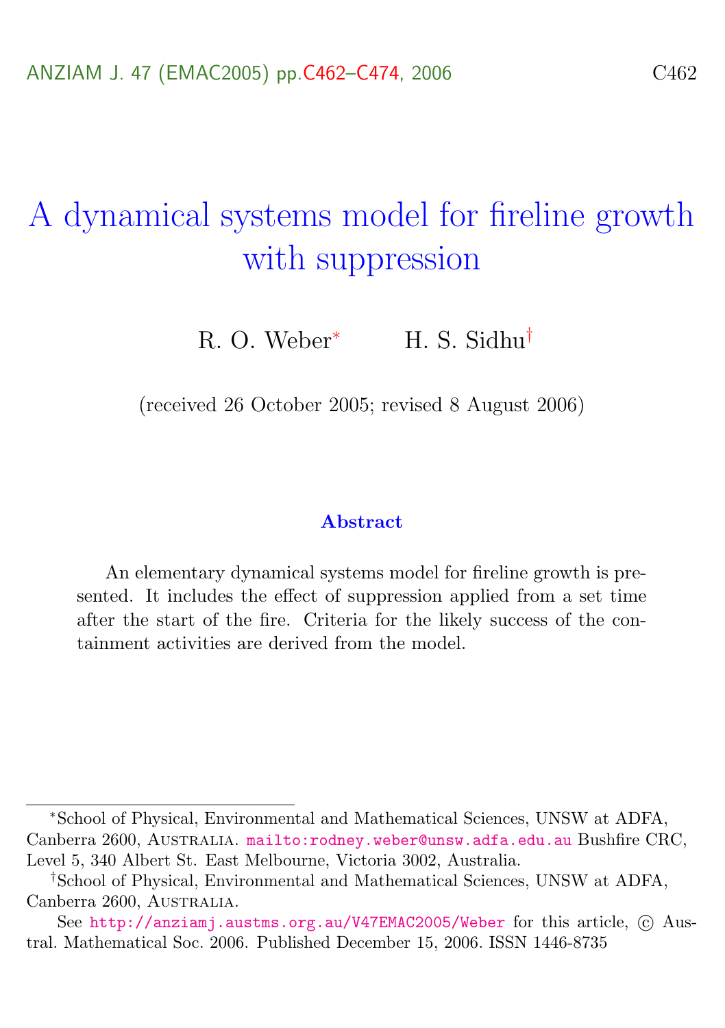# A dynamical systems model for fireline growth with suppression

R. O. Weber[*] H. S. Sidhu[†]

(received 26 October 2005; revised 8 August 2006)

### Abstract

An elementary dynamical systems model for fireline growth is presented. It includes the effect of suppression applied from a set time after the start of the fire. Criteria for the likely success of the containment activities are derived from the model.

---

[*] School of Physical, Environmental and Mathematical Sciences, UNSW at ADFA, Canberra 2600, Australia. mailto:rodney.weber@unsw.adfa.edu.au Bushfire CRC, Level 5, 340 Albert St. East Melbourne, Victoria 3002, Australia.

[†] School of Physical, Environmental and Mathematical Sciences, UNSW at ADFA, Canberra 2600, Australia.

See http://anziamj.austms.org.au/V47EMAC2005/Weber for this article, © Austral. Mathematical Soc. 2006. Published December 15, 2006. ISSN 1446-8735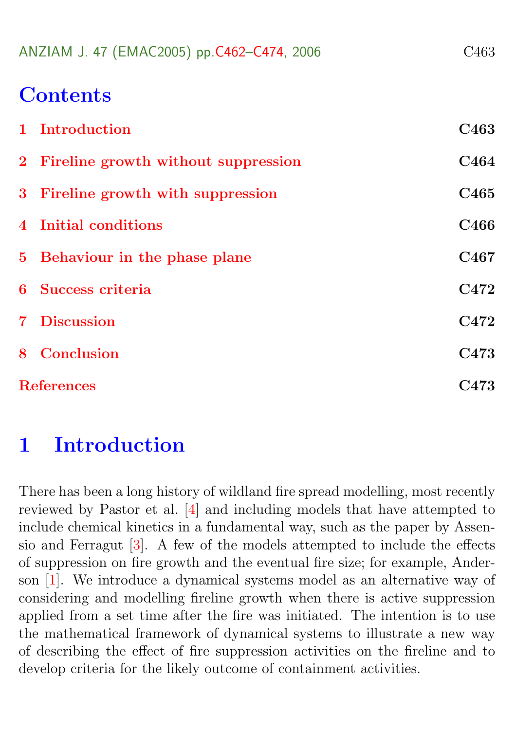# Contents

| | |
|---|---|
| 1 Introduction | C463 |
| 2 Fireline growth without suppression | C464 |
| 3 Fireline growth with suppression | C465 |
| 4 Initial conditions | C466 |
| 5 Behaviour in the phase plane | C467 |
| 6 Success criteria | C472 |
| 7 Discussion | C472 |
| 8 Conclusion | C473 |
| References | C473 |

# 1 Introduction

There has been a long history of wildland fire spread modelling, most recently reviewed by Pastor et al. [4] and including models that have attempted to include chemical kinetics in a fundamental way, such as the paper by Assensio and Ferragut [3]. A few of the models attempted to include the effects of suppression on fire growth and the eventual fire size; for example, Anderson [1]. We introduce a dynamical systems model as an alternative way of considering and modelling fireline growth when there is active suppression applied from a set time after the fire was initiated. The intention is to use the mathematical framework of dynamical systems to illustrate a new way of describing the effect of fire suppression activities on the fireline and to develop criteria for the likely outcome of containment activities.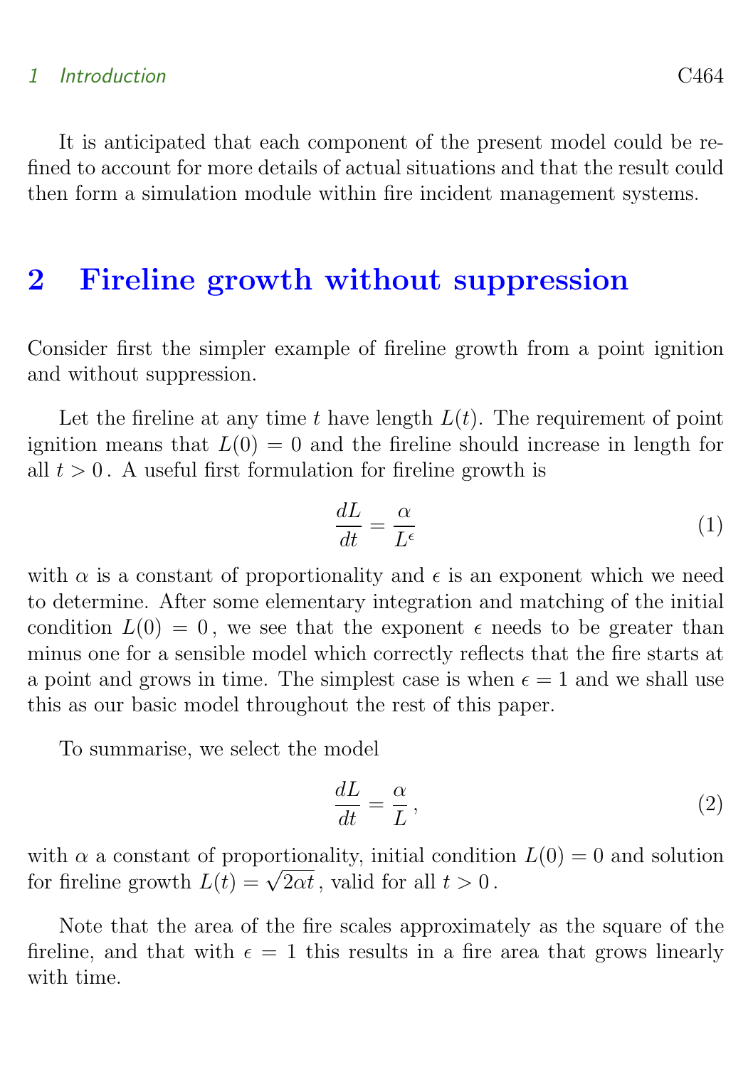It is anticipated that each component of the present model could be refined to account for more details of actual situations and that the result could then form a simulation module within fire incident management systems.

## 2 Fireline growth without suppression

Consider first the simpler example of fireline growth from a point ignition and without suppression.

Let the fireline at any time $t$ have length $L(t)$. The requirement of point ignition means that $L(0) = 0$ and the fireline should increase in length for all $t > 0$. A useful first formulation for fireline growth is

$$\frac{dL}{dt} = \frac{\alpha}{L^{\epsilon}} \tag{1}$$

with $\alpha$ is a constant of proportionality and $\epsilon$ is an exponent which we need to determine. After some elementary integration and matching of the initial condition $L(0) = 0$, we see that the exponent $\epsilon$ needs to be greater than minus one for a sensible model which correctly reflects that the fire starts at a point and grows in time. The simplest case is when $\epsilon = 1$ and we shall use this as our basic model throughout the rest of this paper.

To summarise, we select the model

$$\frac{dL}{dt} = \frac{\alpha}{L}\,, \tag{2}$$

with $\alpha$ a constant of proportionality, initial condition $L(0) = 0$ and solution for fireline growth $L(t) = \sqrt{2\alpha t}$, valid for all $t > 0$.

Note that the area of the fire scales approximately as the square of the fireline, and that with $\epsilon = 1$ this results in a fire area that grows linearly with time.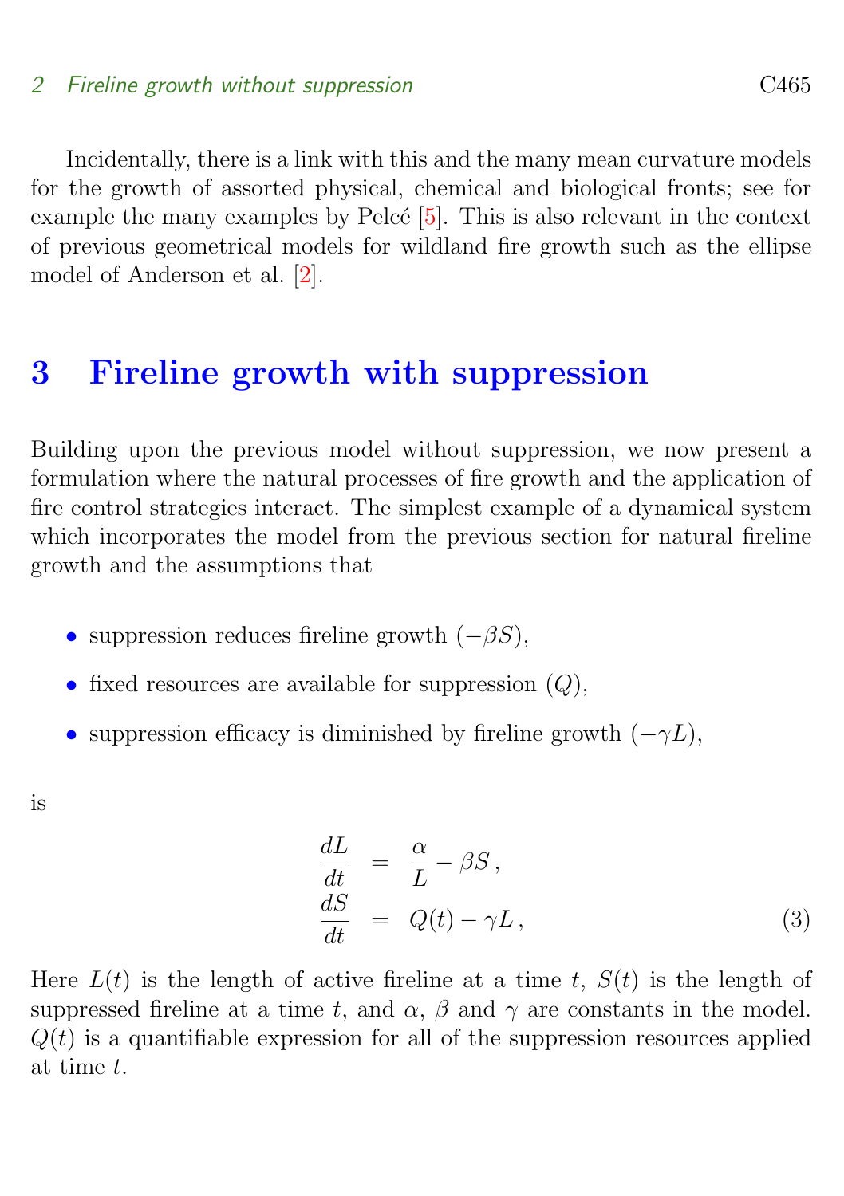Incidentally, there is a link with this and the many mean curvature models for the growth of assorted physical, chemical and biological fronts; see for example the many examples by Pelcé [5]. This is also relevant in the context of previous geometrical models for wildland fire growth such as the ellipse model of Anderson et al. [2].

# 3 Fireline growth with suppression

Building upon the previous model without suppression, we now present a formulation where the natural processes of fire growth and the application of fire control strategies interact. The simplest example of a dynamical system which incorporates the model from the previous section for natural fireline growth and the assumptions that

- suppression reduces fireline growth ($-\beta S$),
- fixed resources are available for suppression ($Q$),
- suppression efficacy is diminished by fireline growth ($-\gamma L$),

is

$$
\begin{aligned}
\frac{dL}{dt} &= \frac{\alpha}{L} - \beta S\,, \\
\frac{dS}{dt} &= Q(t) - \gamma L\,,
\end{aligned}
\tag{3}
$$

Here $L(t)$ is the length of active fireline at a time $t$, $S(t)$ is the length of suppressed fireline at a time $t$, and $\alpha$, $\beta$ and $\gamma$ are constants in the model. $Q(t)$ is a quantifiable expression for all of the suppression resources applied at time $t$.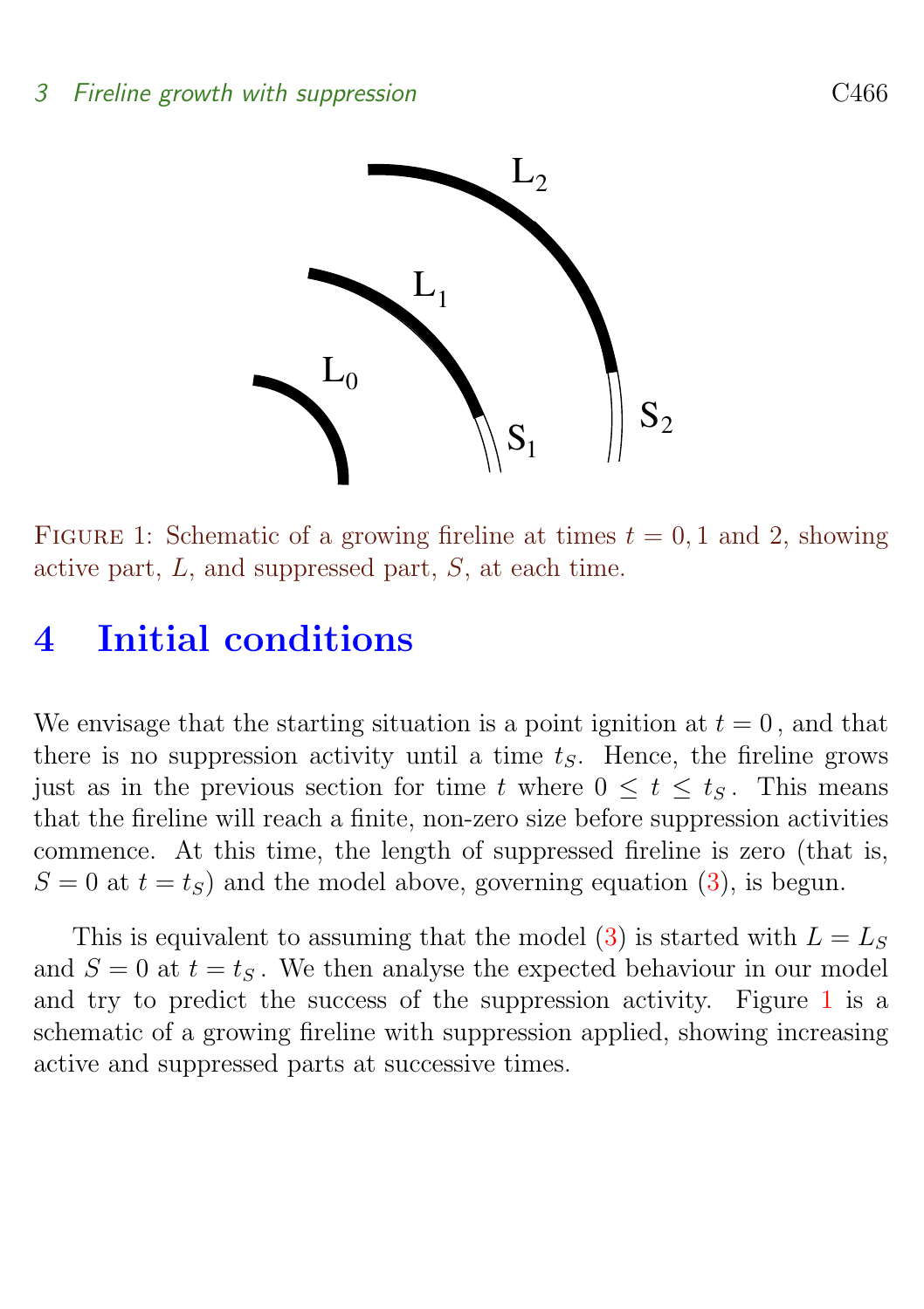Figure 1: Schematic of a growing fireline at times $t = 0, 1$ and 2, showing active part, $L$, and suppressed part, $S$, at each time.

# 4 Initial conditions

We envisage that the starting situation is a point ignition at $t = 0$, and that there is no suppression activity until a time $t_S$. Hence, the fireline grows just as in the previous section for time $t$ where $0 \le t \le t_S$. This means that the fireline will reach a finite, non-zero size before suppression activities commence. At this time, the length of suppressed fireline is zero (that is, $S = 0$ at $t = t_S$) and the model above, governing equation (3), is begun.

This is equivalent to assuming that the model (3) is started with $L = L_S$ and $S = 0$ at $t = t_S$. We then analyse the expected behaviour in our model and try to predict the success of the suppression activity. Figure 1 is a schematic of a growing fireline with suppression applied, showing increasing active and suppressed parts at successive times.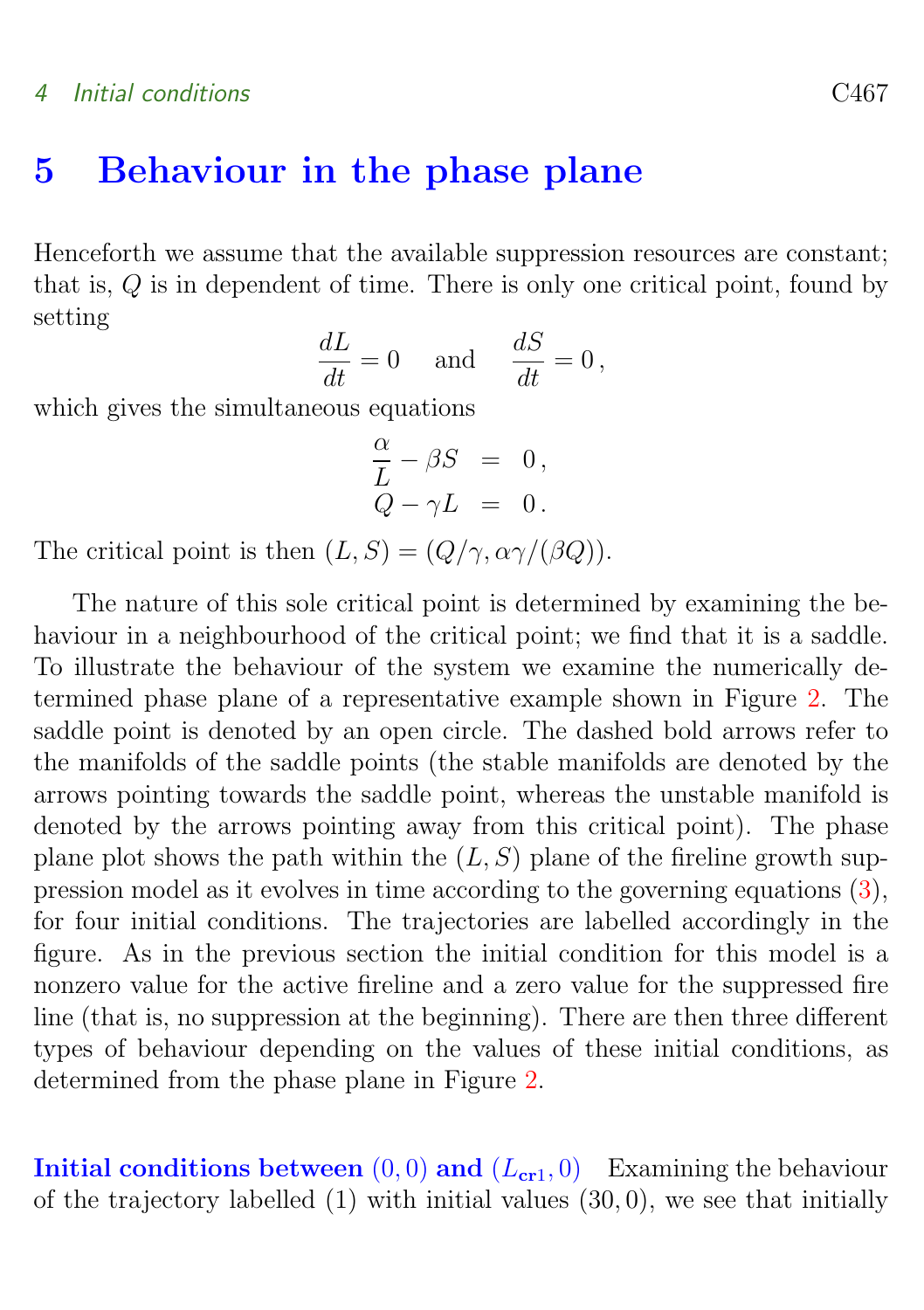# 5 Behaviour in the phase plane

Henceforth we assume that the available suppression resources are constant; that is, $Q$ is in dependent of time. There is only one critical point, found by setting

$$\frac{dL}{dt} = 0 \quad \text{and} \quad \frac{dS}{dt} = 0\,,$$

which gives the simultaneous equations

$$\begin{aligned} \frac{\alpha}{L} - \beta S &= 0\,, \\ Q - \gamma L &= 0\,. \end{aligned}$$

The critical point is then $(L, S) = (Q/\gamma, \alpha\gamma/(\beta Q))$.

The nature of this sole critical point is determined by examining the behaviour in a neighbourhood of the critical point; we find that it is a saddle. To illustrate the behaviour of the system we examine the numerically determined phase plane of a representative example shown in Figure 2. The saddle point is denoted by an open circle. The dashed bold arrows refer to the manifolds of the saddle points (the stable manifolds are denoted by the arrows pointing towards the saddle point, whereas the unstable manifold is denoted by the arrows pointing away from this critical point). The phase plane plot shows the path within the $(L, S)$ plane of the fireline growth suppression model as it evolves in time according to the governing equations (3), for four initial conditions. The trajectories are labelled accordingly in the figure. As in the previous section the initial condition for this model is a nonzero value for the active fireline and a zero value for the suppressed fire line (that is, no suppression at the beginning). There are then three different types of behaviour depending on the values of these initial conditions, as determined from the phase plane in Figure 2.

**Initial conditions between $(0, 0)$ and $(L_{\mathbf{cr1}}, 0)$** Examining the behaviour of the trajectory labelled (1) with initial values $(30, 0)$, we see that initially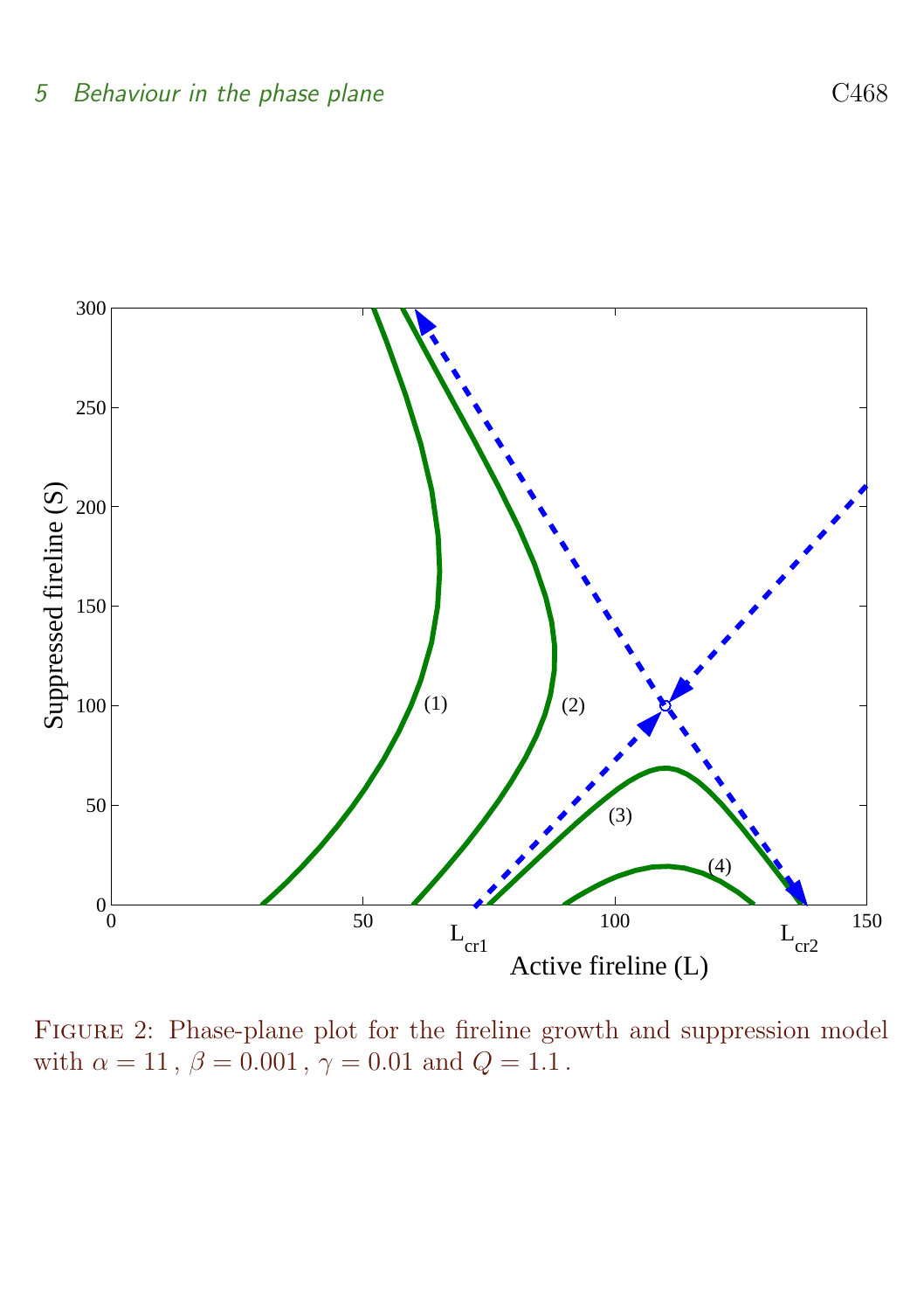FIGURE 2: Phase-plane plot for the fireline growth and suppression model with $\alpha = 11$, $\beta = 0.001$, $\gamma = 0.01$ and $Q = 1.1$.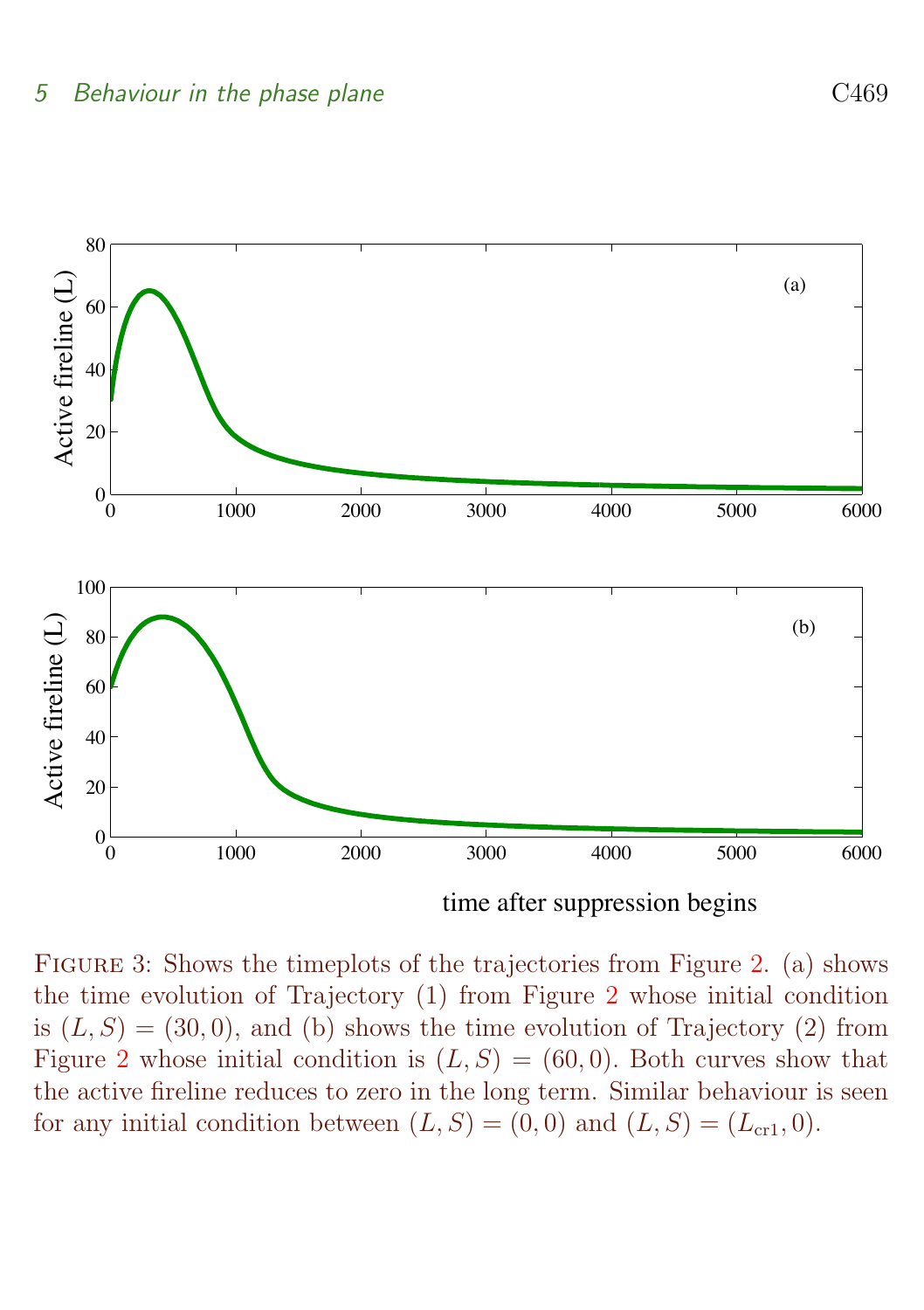Figure 3: Shows the timeplots of the trajectories from Figure 2. (a) shows the time evolution of Trajectory (1) from Figure 2 whose initial condition is $(L, S) = (30, 0)$, and (b) shows the time evolution of Trajectory (2) from Figure 2 whose initial condition is $(L, S) = (60, 0)$. Both curves show that the active fireline reduces to zero in the long term. Similar behaviour is seen for any initial condition between $(L, S) = (0, 0)$ and $(L, S) = (L_{\text{cr1}}, 0)$.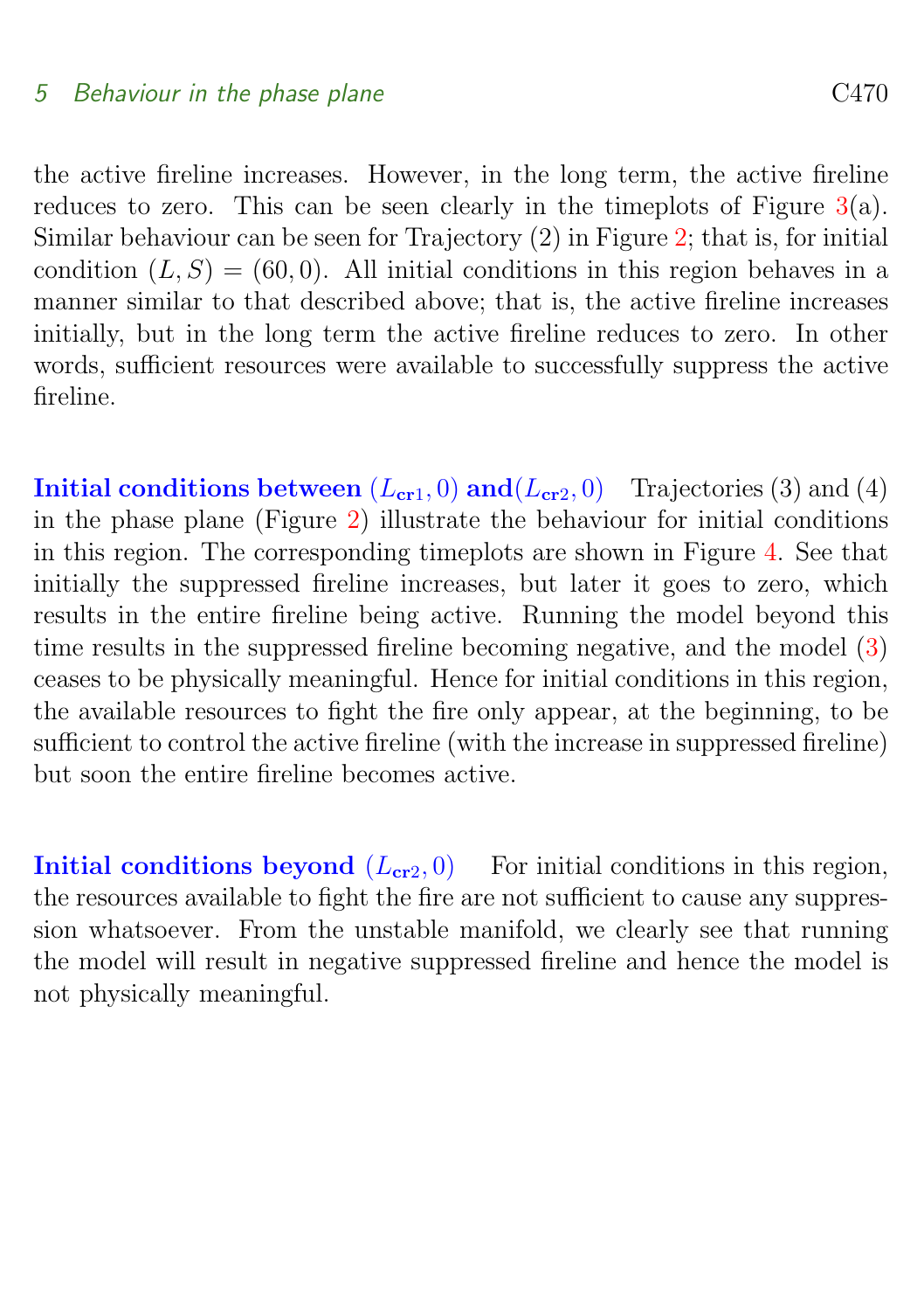the active fireline increases. However, in the long term, the active fireline reduces to zero. This can be seen clearly in the timeplots of Figure 3(a). Similar behaviour can be seen for Trajectory (2) in Figure 2; that is, for initial condition $(L, S) = (60, 0)$. All initial conditions in this region behaves in a manner similar to that described above; that is, the active fireline increases initially, but in the long term the active fireline reduces to zero. In other words, sufficient resources were available to successfully suppress the active fireline.

**Initial conditions between $(L_{\mathbf{cr}1}, 0)$ and$(L_{\mathbf{cr}2}, 0)$** Trajectories (3) and (4) in the phase plane (Figure 2) illustrate the behaviour for initial conditions in this region. The corresponding timeplots are shown in Figure 4. See that initially the suppressed fireline increases, but later it goes to zero, which results in the entire fireline being active. Running the model beyond this time results in the suppressed fireline becoming negative, and the model (3) ceases to be physically meaningful. Hence for initial conditions in this region, the available resources to fight the fire only appear, at the beginning, to be sufficient to control the active fireline (with the increase in suppressed fireline) but soon the entire fireline becomes active.

**Initial conditions beyond $(L_{\mathbf{cr}2}, 0)$** For initial conditions in this region, the resources available to fight the fire are not sufficient to cause any suppression whatsoever. From the unstable manifold, we clearly see that running the model will result in negative suppressed fireline and hence the model is not physically meaningful.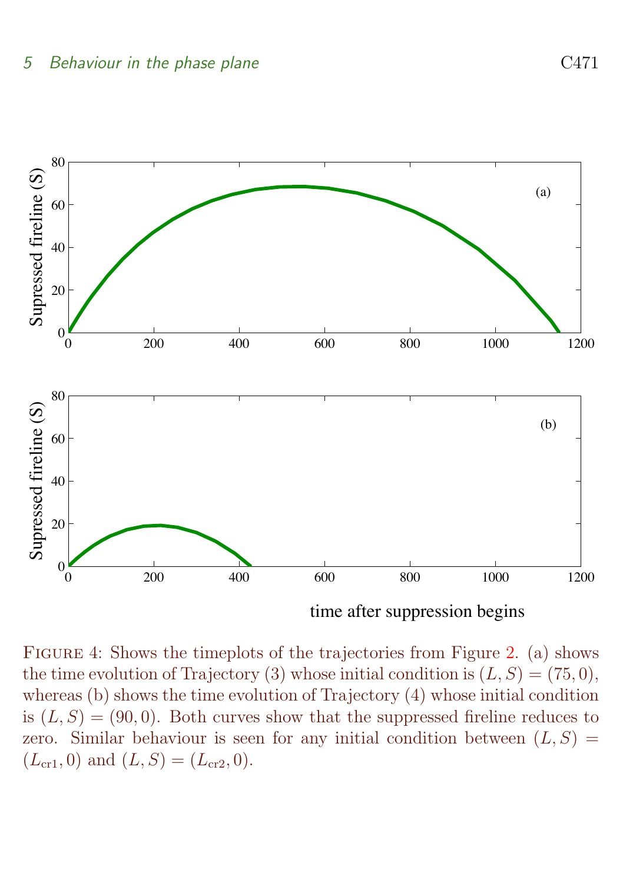FIGURE 4: Shows the timeplots of the trajectories from Figure 2. (a) shows the time evolution of Trajectory (3) whose initial condition is $(L, S) = (75, 0)$, whereas (b) shows the time evolution of Trajectory (4) whose initial condition is $(L, S) = (90, 0)$. Both curves show that the suppressed fireline reduces to zero. Similar behaviour is seen for any initial condition between $(L, S) = (L_{\text{cr1}}, 0)$ and $(L, S) = (L_{\text{cr2}}, 0)$.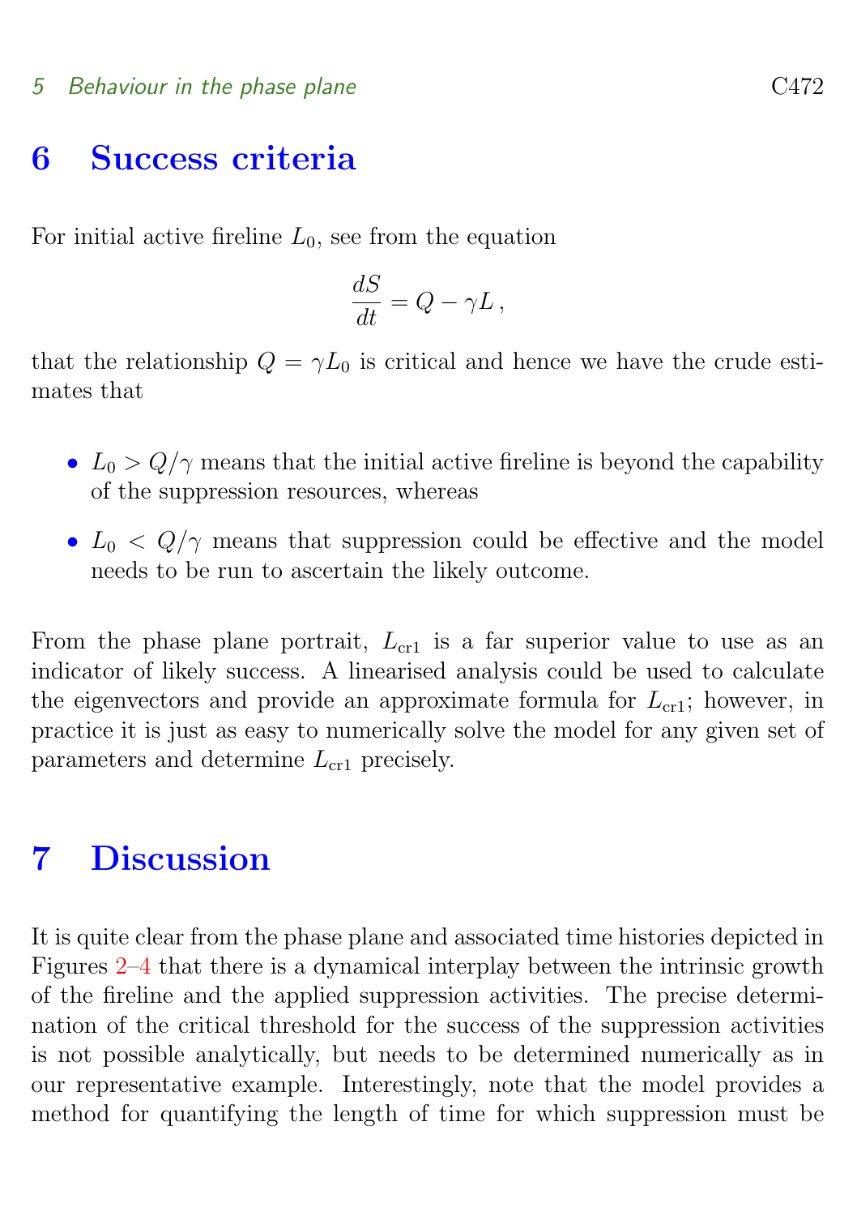# 6 Success criteria

For initial active fireline $L_0$, see from the equation

$$\frac{dS}{dt} = Q - \gamma L \,,$$

that the relationship $Q = \gamma L_0$ is critical and hence we have the crude estimates that

- $L_0 > Q/\gamma$ means that the initial active fireline is beyond the capability of the suppression resources, whereas
- $L_0 < Q/\gamma$ means that suppression could be effective and the model needs to be run to ascertain the likely outcome.

From the phase plane portrait, $L_{\text{cr1}}$ is a far superior value to use as an indicator of likely success. A linearised analysis could be used to calculate the eigenvectors and provide an approximate formula for $L_{\text{cr1}}$; however, in practice it is just as easy to numerically solve the model for any given set of parameters and determine $L_{\text{cr1}}$ precisely.

# 7 Discussion

It is quite clear from the phase plane and associated time histories depicted in Figures 2–4 that there is a dynamical interplay between the intrinsic growth of the fireline and the applied suppression activities. The precise determination of the critical threshold for the success of the suppression activities is not possible analytically, but needs to be determined numerically as in our representative example. Interestingly, note that the model provides a method for quantifying the length of time for which suppression must be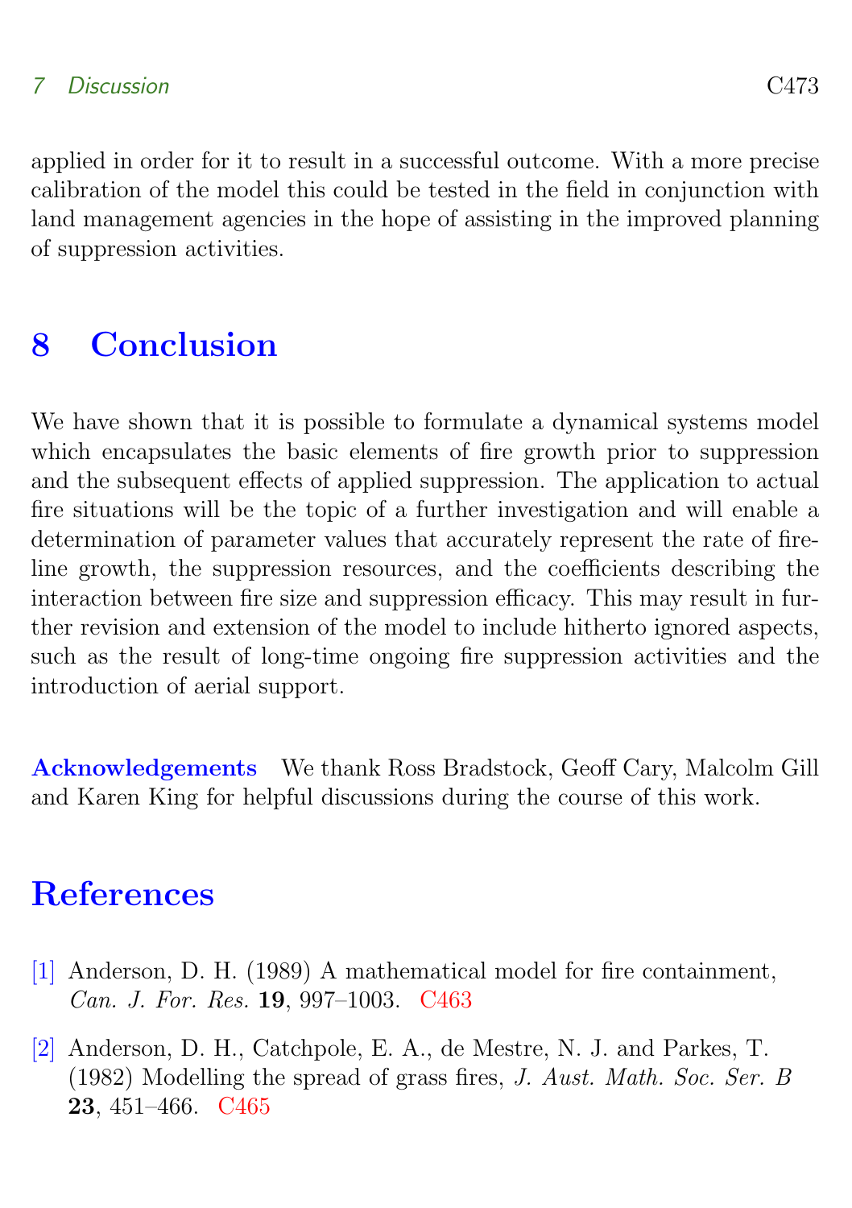applied in order for it to result in a successful outcome. With a more precise calibration of the model this could be tested in the field in conjunction with land management agencies in the hope of assisting in the improved planning of suppression activities.

# 8 Conclusion

We have shown that it is possible to formulate a dynamical systems model which encapsulates the basic elements of fire growth prior to suppression and the subsequent effects of applied suppression. The application to actual fire situations will be the topic of a further investigation and will enable a determination of parameter values that accurately represent the rate of fireline growth, the suppression resources, and the coefficients describing the interaction between fire size and suppression efficacy. This may result in further revision and extension of the model to include hitherto ignored aspects, such as the result of long-time ongoing fire suppression activities and the introduction of aerial support.

**Acknowledgements** We thank Ross Bradstock, Geoff Cary, Malcolm Gill and Karen King for helpful discussions during the course of this work.

# References

[1] Anderson, D. H. (1989) A mathematical model for fire containment, *Can. J. For. Res.* **19**, 997–1003. C463

[2] Anderson, D. H., Catchpole, E. A., de Mestre, N. J. and Parkes, T. (1982) Modelling the spread of grass fires, *J. Aust. Math. Soc. Ser. B* **23**, 451–466. C465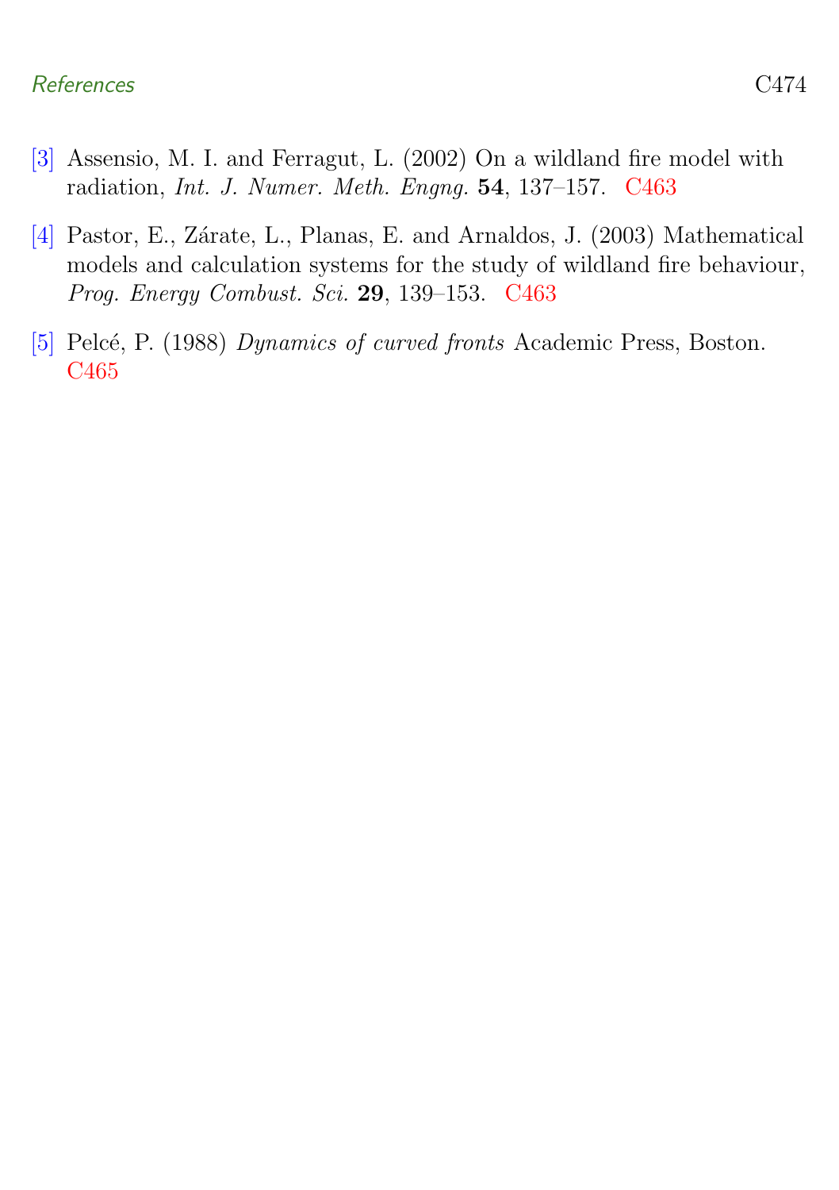[3] Assensio, M. I. and Ferragut, L. (2002) On a wildland fire model with radiation, *Int. J. Numer. Meth. Engng.* **54**, 137–157. C463

[4] Pastor, E., Zárate, L., Planas, E. and Arnaldos, J. (2003) Mathematical models and calculation systems for the study of wildland fire behaviour, *Prog. Energy Combust. Sci.* **29**, 139–153. C463

[5] Pelcé, P. (1988) *Dynamics of curved fronts* Academic Press, Boston. C465